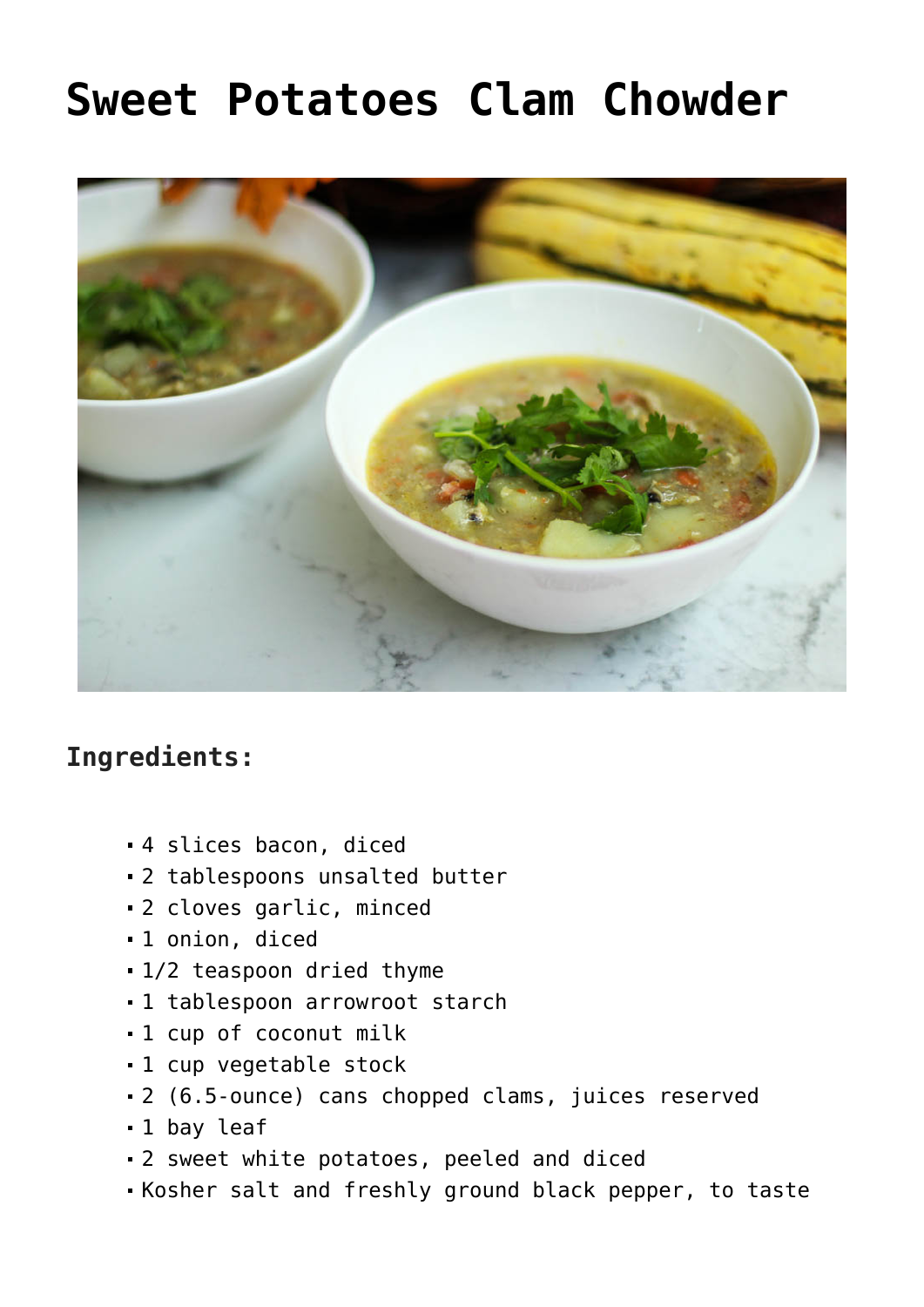# Sweet Potatoes Clam Chowder

## Ingredients:

- 4 slices bacon, diced
- 2 tablespoons unsalted butter
- 2 cloves garlic, minced
- 1 onion, diced
- 1/2 teaspoon dried thyme
- 1 tablespoon arrowroot starch
- 1 cup of coconut milk
- 1 cup vegetable stock
- 2 (6.5-ounce) cans chopped clams, juices reserved
- 1 bay leaf
- 2 sweet white potatoes, peeled and diced
- Kosher salt and freshly ground black pepper, to taste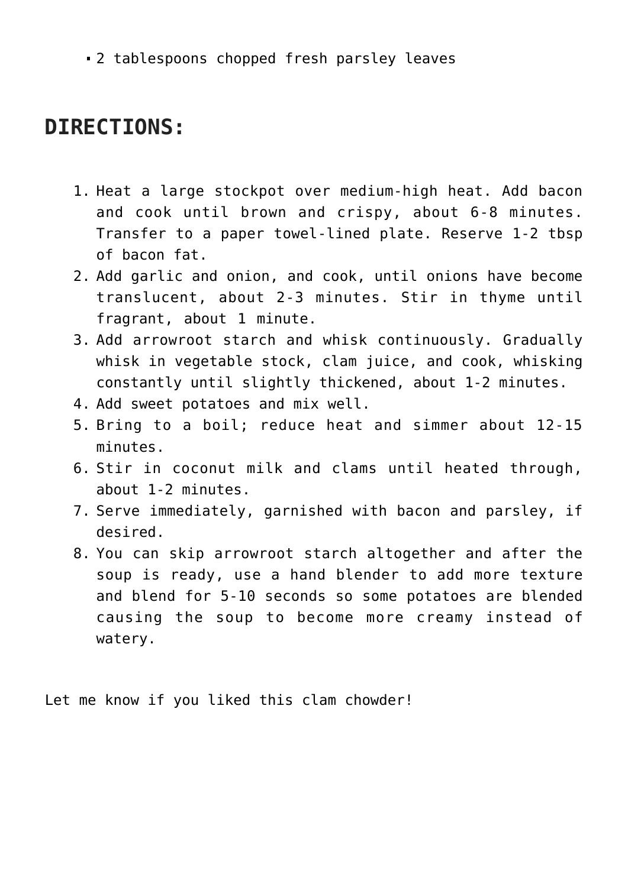- 2 tablespoons chopped fresh parsley leaves

## DIRECTIONS:

1. Heat a large stockpot over medium-high heat. Add bacon and cook until brown and crispy, about 6-8 minutes. Transfer to a paper towel-lined plate. Reserve 1-2 tbsp of bacon fat.
2. Add garlic and onion, and cook, until onions have become translucent, about 2-3 minutes. Stir in thyme until fragrant, about 1 minute.
3. Add arrowroot starch and whisk continuously. Gradually whisk in vegetable stock, clam juice, and cook, whisking constantly until slightly thickened, about 1-2 minutes.
4. Add sweet potatoes and mix well.
5. Bring to a boil; reduce heat and simmer about 12-15 minutes.
6. Stir in coconut milk and clams until heated through, about 1-2 minutes.
7. Serve immediately, garnished with bacon and parsley, if desired.
8. You can skip arrowroot starch altogether and after the soup is ready, use a hand blender to add more texture and blend for 5-10 seconds so some potatoes are blended causing the soup to become more creamy instead of watery.

Let me know if you liked this clam chowder!